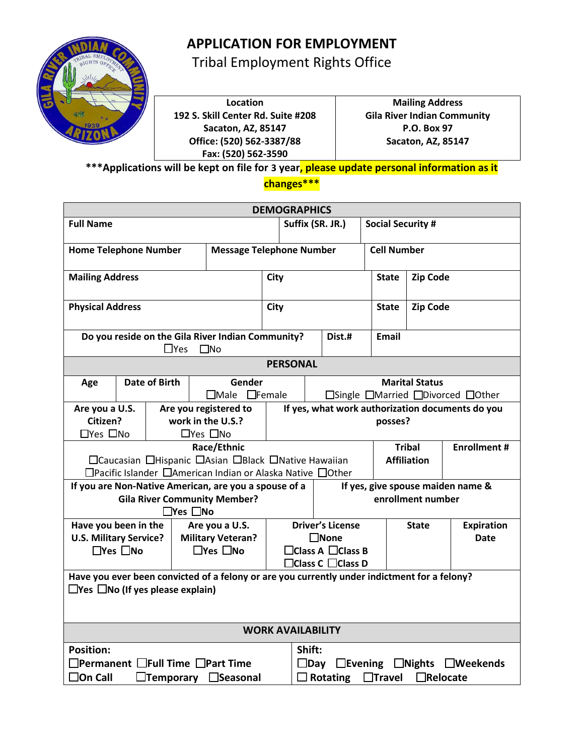# APPLICATION FOR EMPLOYMENT

## Tribal Employment Rights Office

| Location | Mailing Address |
|---|---|
| 192 S. Skill Center Rd. Suite #208<br>Sacaton, AZ, 85147<br>Office: (520) 562-3387/88<br>Fax: (520) 562-3590 | Gila River Indian Community<br>P.O. Box 97<br>Sacaton, AZ, 85147 |

**\*\*\*Applications will be kept on file for 3 year, please update personal information as it changes\*\*\***

### DEMOGRAPHICS

| **Full Name** | **Suffix (SR. JR.)** | **Social Security #** |
|---|---|---|
| | | |

| **Home Telephone Number** | **Message Telephone Number** | **Cell Number** |
|---|---|---|
| | | |

| **Mailing Address** | **City** | **State** | **Zip Code** |
|---|---|---|---|
| | | | |

| **Physical Address** | **City** | **State** | **Zip Code** |
|---|---|---|---|
| | | | |

| **Do you reside on the Gila River Indian Community?** ☐Yes ☐No | **Dist.#** | **Email** |
|---|---|---|

### PERSONAL

| **Age** | **Date of Birth** | **Gender** ☐Male ☐Female | **Marital Status** ☐Single ☐Married ☐Divorced ☐Other |
|---|---|---|---|

| **Are you a U.S. Citizen?** ☐Yes ☐No | **Are you registered to work in the U.S.?** ☐Yes ☐No | **If yes, what work authorization documents do you posses?** |
|---|---|---|

| **Race/Ethnic** ☐Caucasian ☐Hispanic ☐Asian ☐Black ☐Native Hawaiian ☐Pacific Islander ☐American Indian or Alaska Native ☐Other | **Tribal Affiliation** | **Enrollment #** |
|---|---|---|

| **If you are Non-Native American, are you a spouse of a Gila River Community Member?** ☐Yes ☐No | **If yes, give spouse maiden name & enrollment number** |
|---|---|

| **Have you been in the U.S. Military Service?** ☐Yes ☐No | **Are you a U.S. Military Veteran?** ☐Yes ☐No | **Driver's License** ☐None ☐Class A ☐Class B ☐Class C ☐Class D | **State** | **Expiration Date** |
|---|---|---|---|---|

**Have you ever been convicted of a felony or are you currently under indictment for a felony?**
☐Yes ☐No (If yes please explain)

### WORK AVAILABILITY

| **Position:** | **Shift:** |
|---|---|
| ☐Permanent ☐Full Time ☐Part Time<br>☐On Call ☐Temporary ☐Seasonal | ☐Day ☐Evening ☐Nights ☐Weekends<br>☐ Rotating ☐Travel ☐Relocate |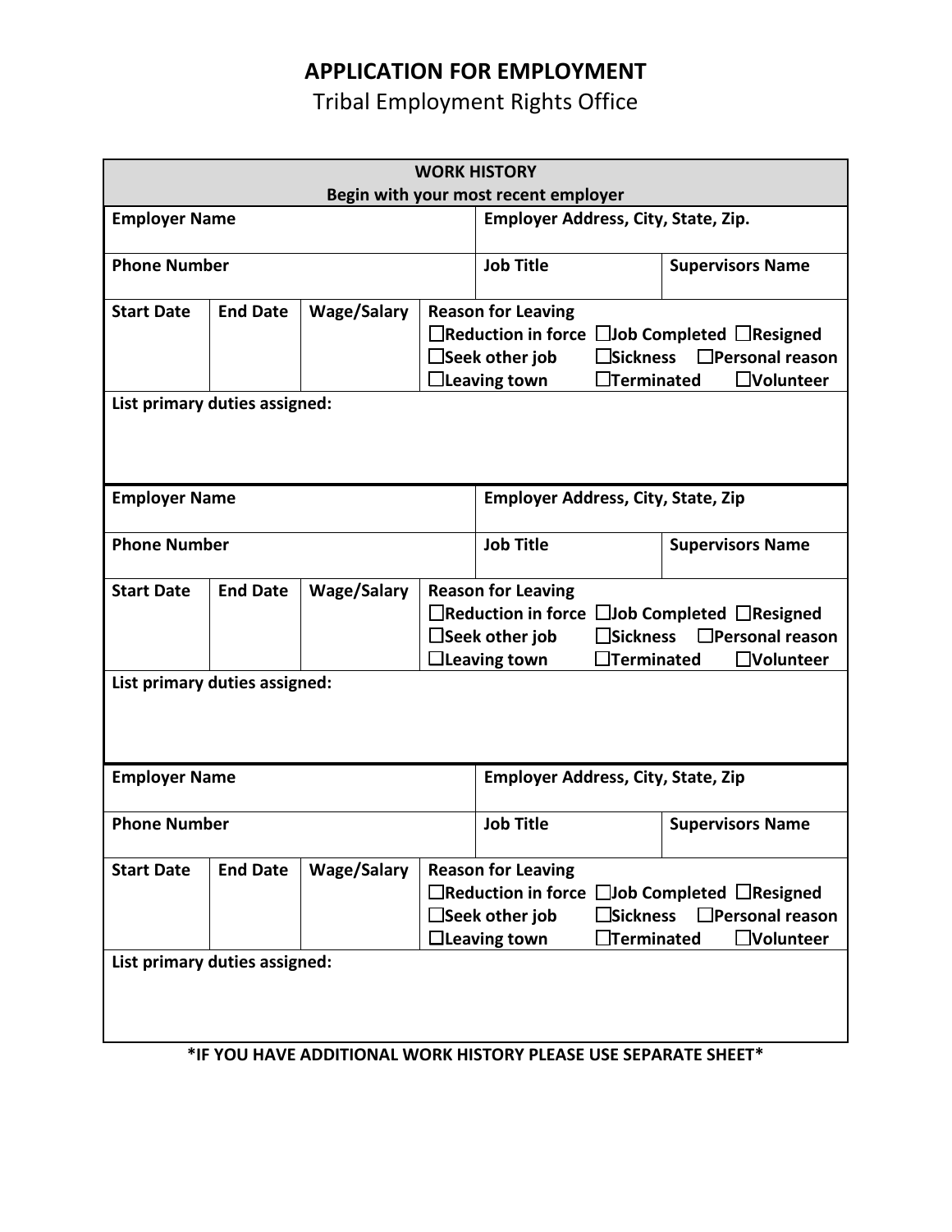# APPLICATION FOR EMPLOYMENT

Tribal Employment Rights Office

| **WORK HISTORY**<br>**Begin with your most recent employer** | | | | | |
|---|---|---|---|---|---|
| **Employer Name** | | | **Employer Address, City, State, Zip.** | | |
| **Phone Number** | | | **Job Title** | **Supervisors Name** | |
| **Start Date** | **End Date** | **Wage/Salary** | **Reason for Leaving**<br>☐**Reduction in force** ☐**Job Completed** ☐**Resigned**<br>☐**Seek other job** ☐**Sickness** ☐**Personal reason**<br>☐**Leaving town** ☐**Terminated** ☐**Volunteer** | | |
| **List primary duties assigned:** | | | | | |
| **Employer Name** | | | **Employer Address, City, State, Zip** | | |
| **Phone Number** | | | **Job Title** | **Supervisors Name** | |
| **Start Date** | **End Date** | **Wage/Salary** | **Reason for Leaving**<br>☐**Reduction in force** ☐**Job Completed** ☐**Resigned**<br>☐**Seek other job** ☐**Sickness** ☐**Personal reason**<br>☐**Leaving town** ☐**Terminated** ☐**Volunteer** | | |
| **List primary duties assigned:** | | | | | |
| **Employer Name** | | | **Employer Address, City, State, Zip** | | |
| **Phone Number** | | | **Job Title** | **Supervisors Name** | |
| **Start Date** | **End Date** | **Wage/Salary** | **Reason for Leaving**<br>☐**Reduction in force** ☐**Job Completed** ☐**Resigned**<br>☐**Seek other job** ☐**Sickness** ☐**Personal reason**<br>☐**Leaving town** ☐**Terminated** ☐**Volunteer** | | |
| **List primary duties assigned:** | | | | | |

**\*IF YOU HAVE ADDITIONAL WORK HISTORY PLEASE USE SEPARATE SHEET\***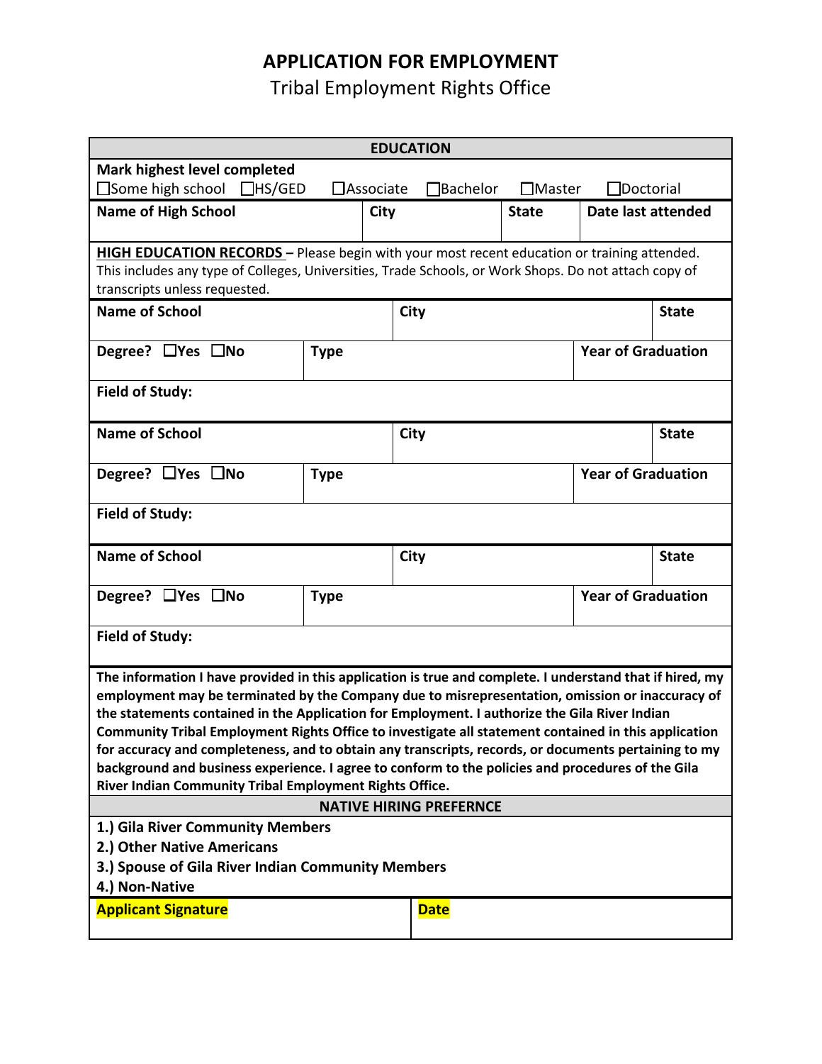# APPLICATION FOR EMPLOYMENT

Tribal Employment Rights Office

## EDUCATION

**Mark highest level completed**

☐Some high school ☐HS/GED ☐Associate ☐Bachelor ☐Master ☐Doctorial

| Name of High School | City | State | Date last attended |
|---|---|---|---|
| | | | |

**HIGH EDUCATION RECORDS –** Please begin with your most recent education or training attended. This includes any type of Colleges, Universities, Trade Schools, or Work Shops. Do not attach copy of transcripts unless requested.

| Name of School | City | State |
|---|---|---|
| | | |

| Degree? ☐Yes ☐No | Type | Year of Graduation |
|---|---|---|
| | | |

**Field of Study:**

| Name of School | City | State |
|---|---|---|
| | | |

| Degree? ☐Yes ☐No | Type | Year of Graduation |
|---|---|---|
| | | |

**Field of Study:**

| Name of School | City | State |
|---|---|---|
| | | |

| Degree? ☐Yes ☐No | Type | Year of Graduation |
|---|---|---|
| | | |

**Field of Study:**

**The information I have provided in this application is true and complete. I understand that if hired, my employment may be terminated by the Company due to misrepresentation, omission or inaccuracy of the statements contained in the Application for Employment. I authorize the Gila River Indian Community Tribal Employment Rights Office to investigate all statement contained in this application for accuracy and completeness, and to obtain any transcripts, records, or documents pertaining to my background and business experience. I agree to conform to the policies and procedures of the Gila River Indian Community Tribal Employment Rights Office.**

## NATIVE HIRING PREFERNCE

**1.) Gila River Community Members**
**2.) Other Native Americans**
**3.) Spouse of Gila River Indian Community Members**
**4.) Non-Native**

| Applicant Signature | Date |
|---|---|
| | |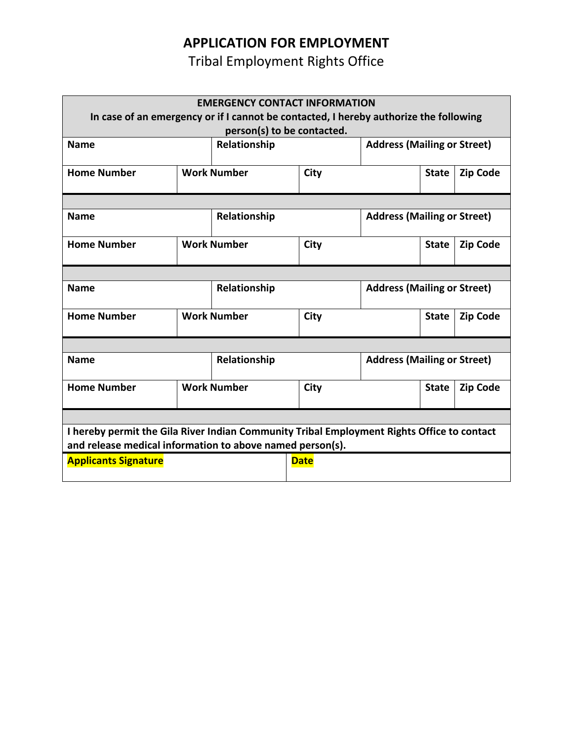# APPLICATION FOR EMPLOYMENT

Tribal Employment Rights Office

| EMERGENCY CONTACT INFORMATION<br>In case of an emergency or if I cannot be contacted, I hereby authorize the following person(s) to be contacted. | | | | | |
|---|---|---|---|---|---|
| **Name** | | **Relationship** | **Address (Mailing or Street)** | | |
| **Home Number** | **Work Number** | **City** | | **State** | **Zip Code** |
| | | | | | |
| **Name** | | **Relationship** | **Address (Mailing or Street)** | | |
| **Home Number** | **Work Number** | **City** | | **State** | **Zip Code** |
| | | | | | |
| **Name** | | **Relationship** | **Address (Mailing or Street)** | | |
| **Home Number** | **Work Number** | **City** | | **State** | **Zip Code** |
| | | | | | |
| **Name** | | **Relationship** | **Address (Mailing or Street)** | | |
| **Home Number** | **Work Number** | **City** | | **State** | **Zip Code** |
| | | | | | |
| **I hereby permit the Gila River Indian Community Tribal Employment Rights Office to contact and release medical information to above named person(s).** | | | | | |
| **Applicants Signature** | | **Date** | | | |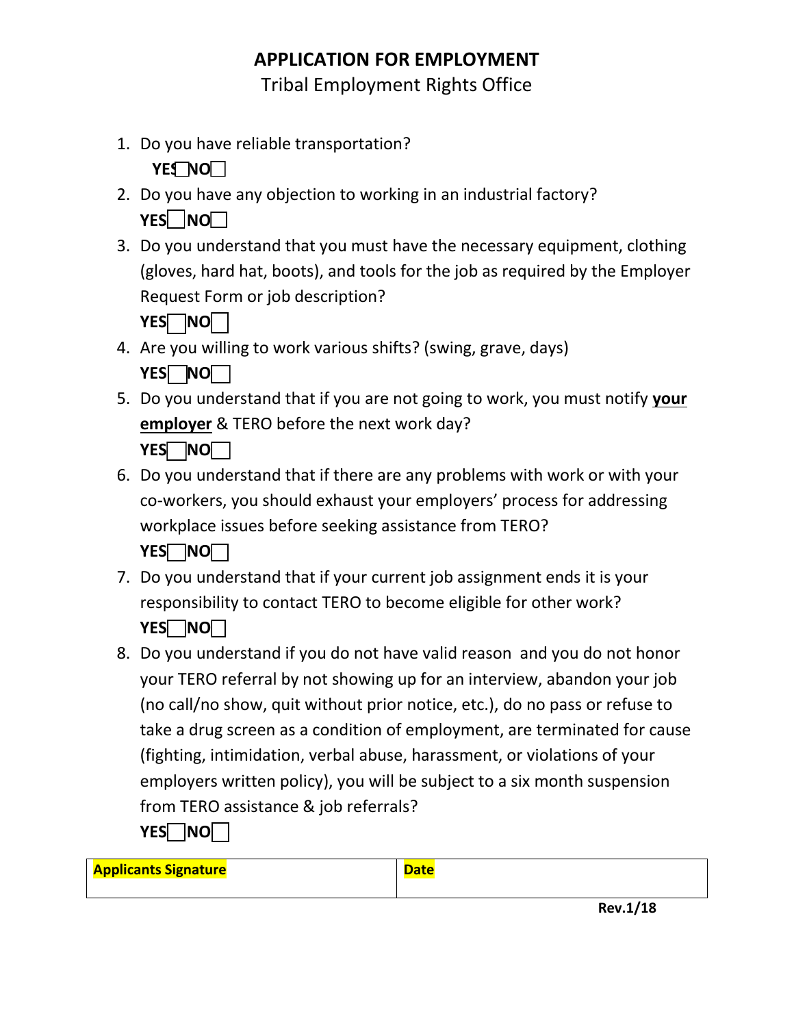# APPLICATION FOR EMPLOYMENT

Tribal Employment Rights Office

1. Do you have reliable transportation?
   **YES** ☐ **NO** ☐
2. Do you have any objection to working in an industrial factory?
   **YES** ☐ **NO** ☐
3. Do you understand that you must have the necessary equipment, clothing (gloves, hard hat, boots), and tools for the job as required by the Employer Request Form or job description?
   **YES** ☐ **NO** ☐
4. Are you willing to work various shifts? (swing, grave, days)
   **YES** ☐ **NO** ☐
5. Do you understand that if you are not going to work, you must notify **your employer** & TERO before the next work day?
   **YES** ☐ **NO** ☐
6. Do you understand that if there are any problems with work or with your co-workers, you should exhaust your employers' process for addressing workplace issues before seeking assistance from TERO?
   **YES** ☐ **NO** ☐
7. Do you understand that if your current job assignment ends it is your responsibility to contact TERO to become eligible for other work?
   **YES** ☐ **NO** ☐
8. Do you understand if you do not have valid reason and you do not honor your TERO referral by not showing up for an interview, abandon your job (no call/no show, quit without prior notice, etc.), do no pass or refuse to take a drug screen as a condition of employment, are terminated for cause (fighting, intimidation, verbal abuse, harassment, or violations of your employers written policy), you will be subject to a six month suspension from TERO assistance & job referrals?
   **YES** ☐ **NO** ☐

| **Applicants Signature** | **Date** |
|---|---|
| | |

**Rev.1/18**